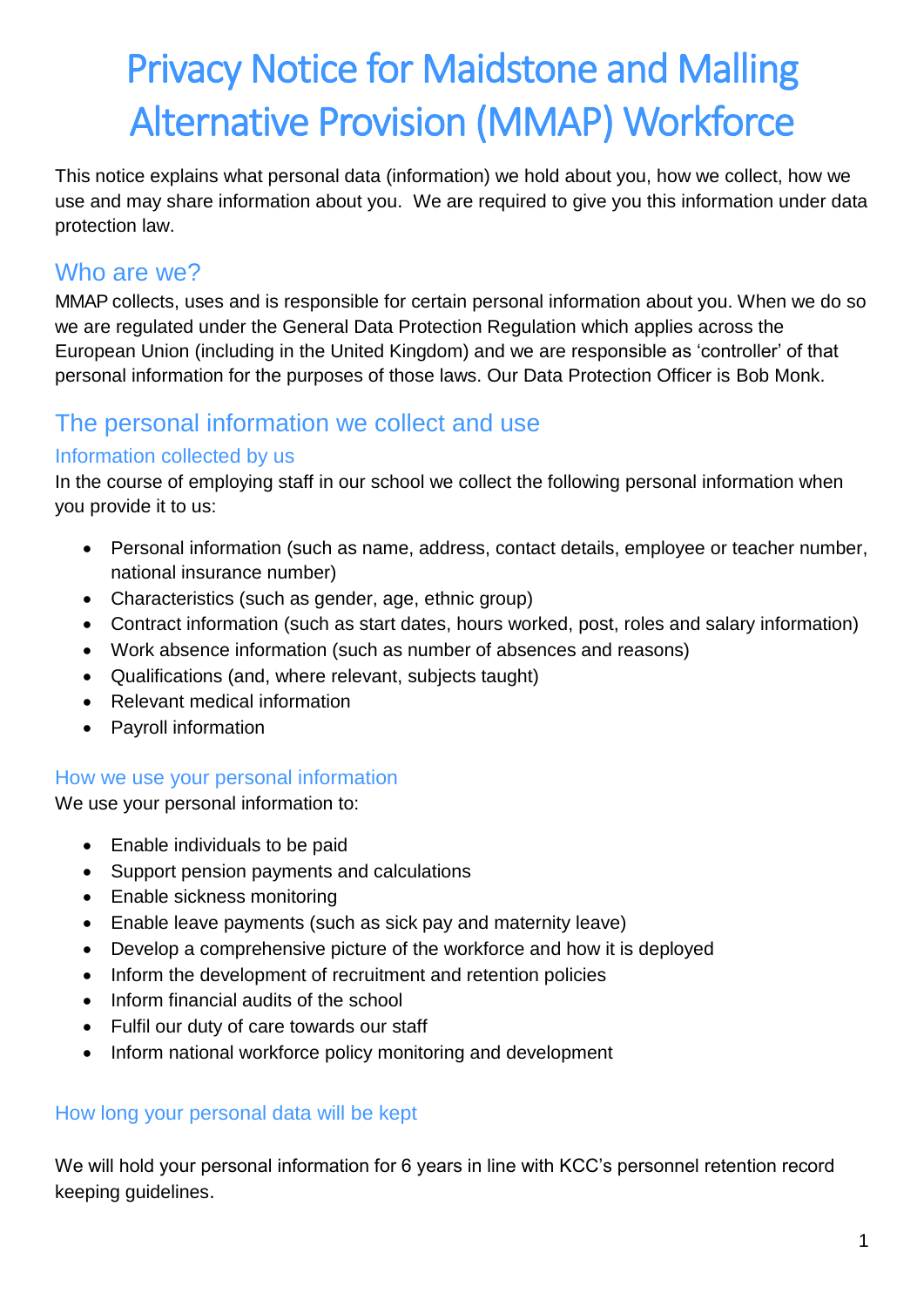# Privacy Notice for Maidstone and Malling Alternative Provision (MMAP) Workforce

This notice explains what personal data (information) we hold about you, how we collect, how we use and may share information about you. We are required to give you this information under data protection law.

## Who are we?

MMAP collects, uses and is responsible for certain personal information about you. When we do so we are regulated under the General Data Protection Regulation which applies across the European Union (including in the United Kingdom) and we are responsible as 'controller' of that personal information for the purposes of those laws. Our Data Protection Officer is Bob Monk.

## The personal information we collect and use

### Information collected by us

In the course of employing staff in our school we collect the following personal information when you provide it to us:

- Personal information (such as name, address, contact details, employee or teacher number, national insurance number)
- Characteristics (such as gender, age, ethnic group)
- Contract information (such as start dates, hours worked, post, roles and salary information)
- Work absence information (such as number of absences and reasons)
- Qualifications (and, where relevant, subjects taught)
- Relevant medical information
- Payroll information

### How we use your personal information

We use your personal information to:

- Enable individuals to be paid
- Support pension payments and calculations
- Enable sickness monitoring
- Enable leave payments (such as sick pay and maternity leave)
- Develop a comprehensive picture of the workforce and how it is deployed
- Inform the development of recruitment and retention policies
- Inform financial audits of the school
- Fulfil our duty of care towards our staff
- Inform national workforce policy monitoring and development

### How long your personal data will be kept

We will hold your personal information for 6 years in line with KCC's personnel retention record keeping guidelines.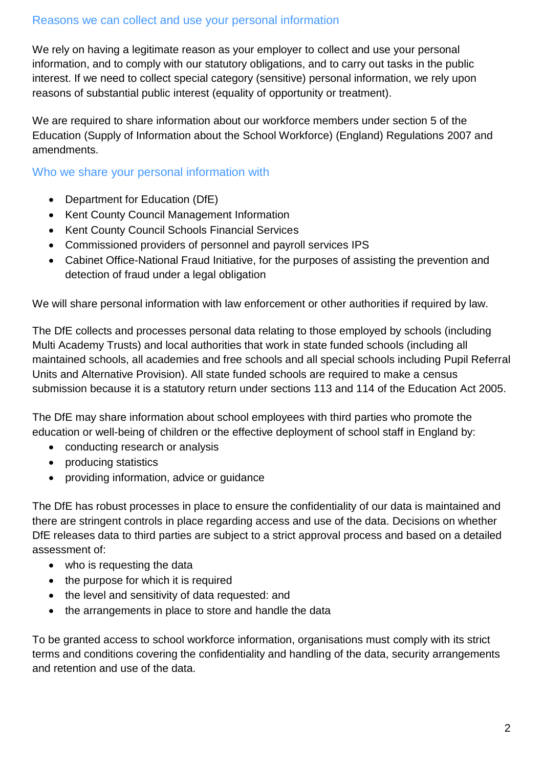## Reasons we can collect and use your personal information

We rely on having a legitimate reason as your employer to collect and use your personal information, and to comply with our statutory obligations, and to carry out tasks in the public interest. If we need to collect special category (sensitive) personal information, we rely upon reasons of substantial public interest (equality of opportunity or treatment).

We are required to share information about our workforce members under section 5 of the Education (Supply of Information about the School Workforce) (England) Regulations 2007 and amendments.

## Who we share your personal information with

- Department for Education (DfE)
- Kent County Council Management Information
- Kent County Council Schools Financial Services
- Commissioned providers of personnel and payroll services IPS
- Cabinet Office-National Fraud Initiative, for the purposes of assisting the prevention and detection of fraud under a legal obligation

We will share personal information with law enforcement or other authorities if required by law.

The DfE collects and processes personal data relating to those employed by schools (including Multi Academy Trusts) and local authorities that work in state funded schools (including all maintained schools, all academies and free schools and all special schools including Pupil Referral Units and Alternative Provision). All state funded schools are required to make a census submission because it is a statutory return under sections 113 and 114 of the Education Act 2005.

The DfE may share information about school employees with third parties who promote the education or well-being of children or the effective deployment of school staff in England by:

- conducting research or analysis
- producing statistics
- providing information, advice or guidance

The DfE has robust processes in place to ensure the confidentiality of our data is maintained and there are stringent controls in place regarding access and use of the data. Decisions on whether DfE releases data to third parties are subject to a strict approval process and based on a detailed assessment of:

- who is requesting the data
- the purpose for which it is required
- the level and sensitivity of data requested: and
- the arrangements in place to store and handle the data

To be granted access to school workforce information, organisations must comply with its strict terms and conditions covering the confidentiality and handling of the data, security arrangements and retention and use of the data.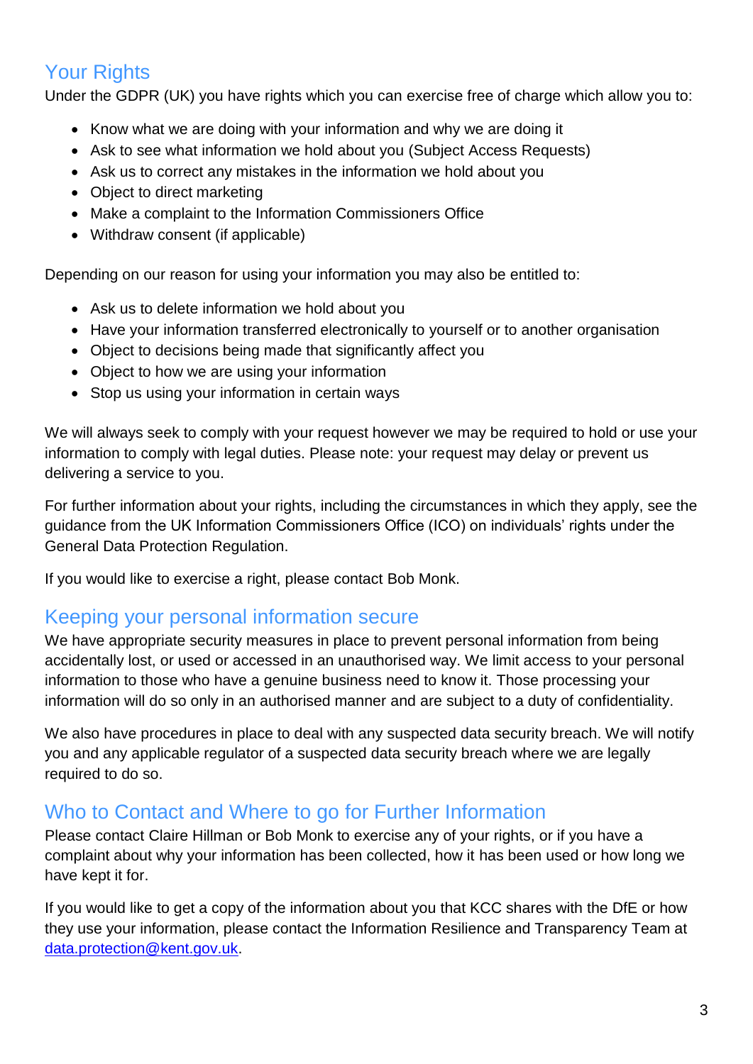## Your Rights

Under the GDPR (UK) you have rights which you can exercise free of charge which allow you to:

- Know what we are doing with your information and why we are doing it
- Ask to see what information we hold about you (Subject Access Requests)
- Ask us to correct any mistakes in the information we hold about you
- Object to direct marketing
- Make a complaint to the Information Commissioners Office
- Withdraw consent (if applicable)

Depending on our reason for using your information you may also be entitled to:

- Ask us to delete information we hold about you
- Have your information transferred electronically to yourself or to another organisation
- Object to decisions being made that significantly affect you
- Object to how we are using your information
- Stop us using your information in certain ways

We will always seek to comply with your request however we may be required to hold or use your information to comply with legal duties. Please note: your request may delay or prevent us delivering a service to you.

For further information about your rights, including the circumstances in which they apply, see the guidance from the UK Information Commissioners Office (ICO) on individuals' rights under the General Data Protection Regulation.

If you would like to exercise a right, please contact Bob Monk.

## Keeping your personal information secure

We have appropriate security measures in place to prevent personal information from being accidentally lost, or used or accessed in an unauthorised way. We limit access to your personal information to those who have a genuine business need to know it. Those processing your information will do so only in an authorised manner and are subject to a duty of confidentiality.

We also have procedures in place to deal with any suspected data security breach. We will notify you and any applicable regulator of a suspected data security breach where we are legally required to do so.

## Who to Contact and Where to go for Further Information

Please contact Claire Hillman or Bob Monk to exercise any of your rights, or if you have a complaint about why your information has been collected, how it has been used or how long we have kept it for.

If you would like to get a copy of the information about you that KCC shares with the DfE or how they use your information, please contact the Information Resilience and Transparency Team at [data.protection@kent.gov.uk](mailto:data.protection@kent.gov.uk).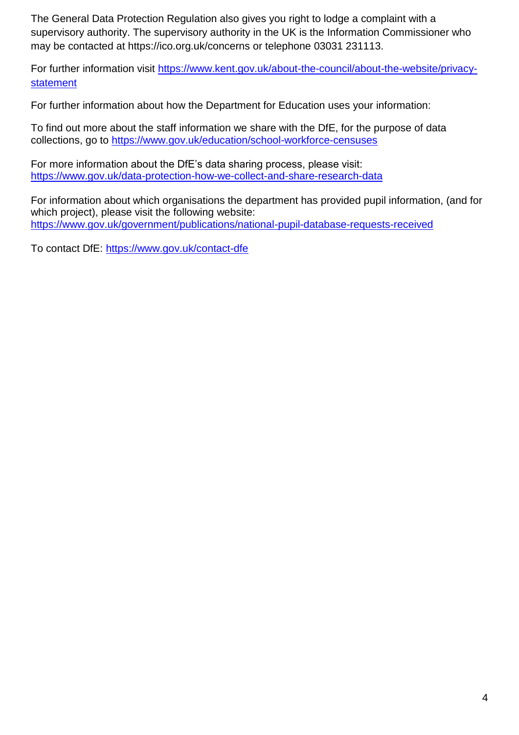The General Data Protection Regulation also gives you right to lodge a complaint with a supervisory authority. The supervisory authority in the UK is the Information Commissioner who may be contacted at https://ico.org.uk/concerns or telephone 03031 231113.

For further information visit [https://www.kent.gov.uk/about-the-council/about-the-website/privacy-statement](https://www.kent.gov.uk/about-the-council/about-the-website/privacy-statement)

For further information about how the Department for Education uses your information:

To find out more about the staff information we share with the DfE, for the purpose of data collections, go to [https://www.gov.uk/education/school-workforce-censuses](https://www.gov.uk/education/school-workforce-censuses)

For more information about the DfE's data sharing process, please visit: [https://www.gov.uk/data-protection-how-we-collect-and-share-research-data](https://www.gov.uk/data-protection-how-we-collect-and-share-research-data)

For information about which organisations the department has provided pupil information, (and for which project), please visit the following website: [https://www.gov.uk/government/publications/national-pupil-database-requests-received](https://www.gov.uk/government/publications/national-pupil-database-requests-received)

To contact DfE: [https://www.gov.uk/contact-dfe](https://www.gov.uk/contact-dfe)